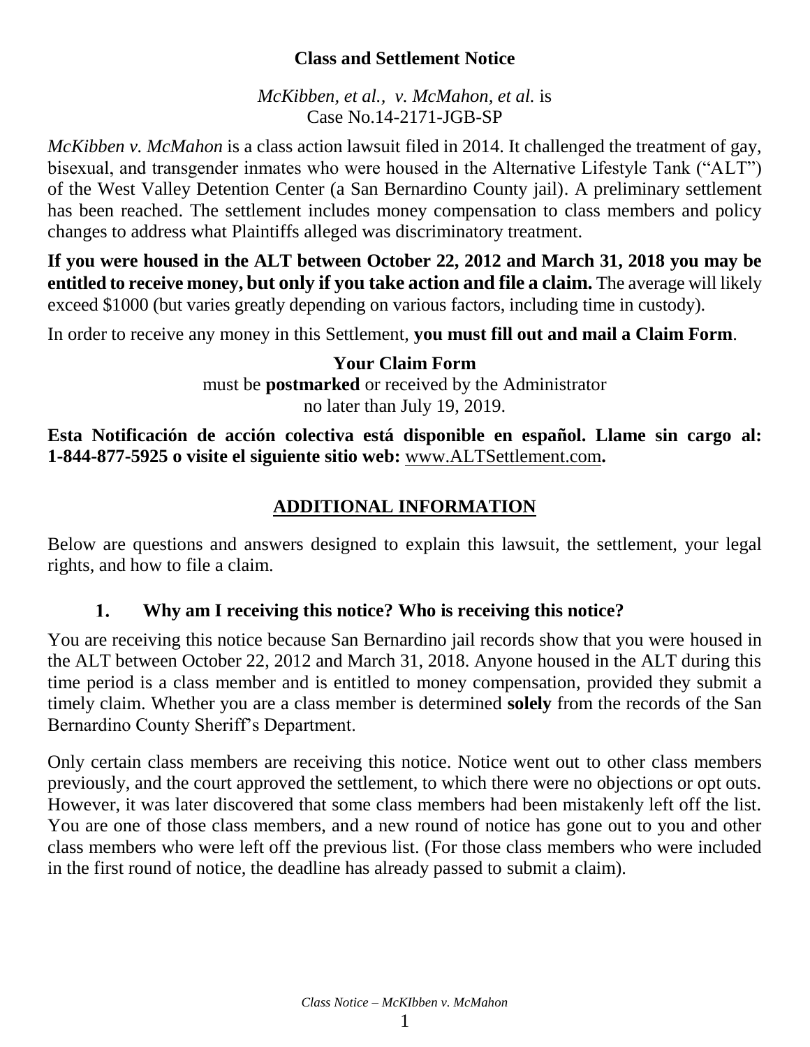# Class and Settlement Notice

*McKibben, et al., v. McMahon, et al.* is
Case No.14-2171-JGB-SP

*McKibben v. McMahon* is a class action lawsuit filed in 2014. It challenged the treatment of gay, bisexual, and transgender inmates who were housed in the Alternative Lifestyle Tank ("ALT") of the West Valley Detention Center (a San Bernardino County jail). A preliminary settlement has been reached. The settlement includes money compensation to class members and policy changes to address what Plaintiffs alleged was discriminatory treatment.

**If you were housed in the ALT between October 22, 2012 and March 31, 2018 you may be entitled to receive money, but only if you take action and file a claim.** The average will likely exceed $1000 (but varies greatly depending on various factors, including time in custody).

In order to receive any money in this Settlement, **you must fill out and mail a Claim Form**.

**Your Claim Form**
must be **postmarked** or received by the Administrator
no later than July 19, 2019.

**Esta Notificación de acción colectiva está disponible en español. Llame sin cargo al: 1-844-877-5925 o visite el siguiente sitio web:** www.ALTSettlement.com**.**

## ADDITIONAL INFORMATION

Below are questions and answers designed to explain this lawsuit, the settlement, your legal rights, and how to file a claim.

### 1. Why am I receiving this notice? Who is receiving this notice?

You are receiving this notice because San Bernardino jail records show that you were housed in the ALT between October 22, 2012 and March 31, 2018. Anyone housed in the ALT during this time period is a class member and is entitled to money compensation, provided they submit a timely claim. Whether you are a class member is determined **solely** from the records of the San Bernardino County Sheriff's Department.

Only certain class members are receiving this notice. Notice went out to other class members previously, and the court approved the settlement, to which there were no objections or opt outs. However, it was later discovered that some class members had been mistakenly left off the list. You are one of those class members, and a new round of notice has gone out to you and other class members who were left off the previous list. (For those class members who were included in the first round of notice, the deadline has already passed to submit a claim).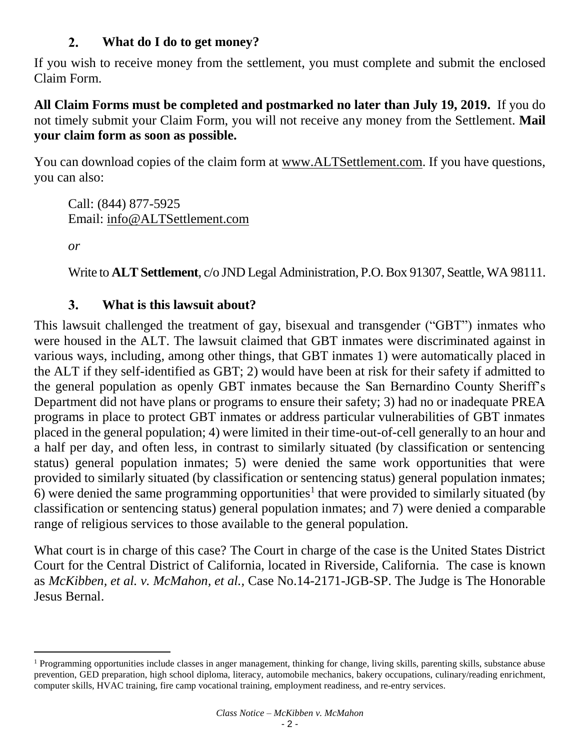## 2. What do I do to get money?

If you wish to receive money from the settlement, you must complete and submit the enclosed Claim Form.

**All Claim Forms must be completed and postmarked no later than July 19, 2019.** If you do not timely submit your Claim Form, you will not receive any money from the Settlement. **Mail your claim form as soon as possible.**

You can download copies of the claim form at www.ALTSettlement.com. If you have questions, you can also:

Call: (844) 877-5925
Email: info@ALTSettlement.com

*or*

Write to **ALT Settlement**, c/o JND Legal Administration, P.O. Box 91307, Seattle, WA 98111.

## 3. What is this lawsuit about?

This lawsuit challenged the treatment of gay, bisexual and transgender ("GBT") inmates who were housed in the ALT. The lawsuit claimed that GBT inmates were discriminated against in various ways, including, among other things, that GBT inmates 1) were automatically placed in the ALT if they self-identified as GBT; 2) would have been at risk for their safety if admitted to the general population as openly GBT inmates because the San Bernardino County Sheriff's Department did not have plans or programs to ensure their safety; 3) had no or inadequate PREA programs in place to protect GBT inmates or address particular vulnerabilities of GBT inmates placed in the general population; 4) were limited in their time-out-of-cell generally to an hour and a half per day, and often less, in contrast to similarly situated (by classification or sentencing status) general population inmates; 5) were denied the same work opportunities that were provided to similarly situated (by classification or sentencing status) general population inmates; 6) were denied the same programming opportunities[1] that were provided to similarly situated (by classification or sentencing status) general population inmates; and 7) were denied a comparable range of religious services to those available to the general population.

What court is in charge of this case? The Court in charge of the case is the United States District Court for the Central District of California, located in Riverside, California. The case is known as *McKibben, et al. v. McMahon, et al.,* Case No.14-2171-JGB-SP. The Judge is The Honorable Jesus Bernal.

---

[1] Programming opportunities include classes in anger management, thinking for change, living skills, parenting skills, substance abuse prevention, GED preparation, high school diploma, literacy, automobile mechanics, bakery occupations, culinary/reading enrichment, computer skills, HVAC training, fire camp vocational training, employment readiness, and re-entry services.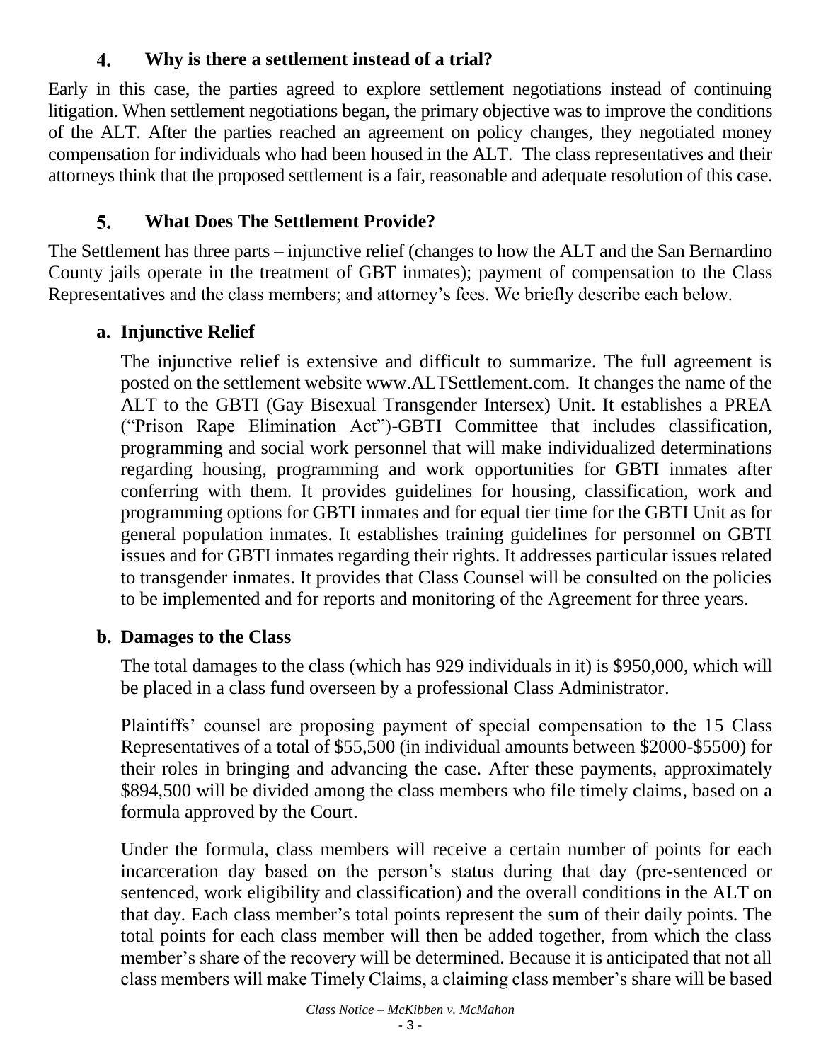## 4. Why is there a settlement instead of a trial?

Early in this case, the parties agreed to explore settlement negotiations instead of continuing litigation. When settlement negotiations began, the primary objective was to improve the conditions of the ALT. After the parties reached an agreement on policy changes, they negotiated money compensation for individuals who had been housed in the ALT. The class representatives and their attorneys think that the proposed settlement is a fair, reasonable and adequate resolution of this case.

## 5. What Does The Settlement Provide?

The Settlement has three parts – injunctive relief (changes to how the ALT and the San Bernardino County jails operate in the treatment of GBT inmates); payment of compensation to the Class Representatives and the class members; and attorney's fees. We briefly describe each below.

### a. Injunctive Relief

The injunctive relief is extensive and difficult to summarize. The full agreement is posted on the settlement website www.ALTSettlement.com. It changes the name of the ALT to the GBTI (Gay Bisexual Transgender Intersex) Unit. It establishes a PREA ("Prison Rape Elimination Act")-GBTI Committee that includes classification, programming and social work personnel that will make individualized determinations regarding housing, programming and work opportunities for GBTI inmates after conferring with them. It provides guidelines for housing, classification, work and programming options for GBTI inmates and for equal tier time for the GBTI Unit as for general population inmates. It establishes training guidelines for personnel on GBTI issues and for GBTI inmates regarding their rights. It addresses particular issues related to transgender inmates. It provides that Class Counsel will be consulted on the policies to be implemented and for reports and monitoring of the Agreement for three years.

### b. Damages to the Class

The total damages to the class (which has 929 individuals in it) is $950,000, which will be placed in a class fund overseen by a professional Class Administrator.

Plaintiffs' counsel are proposing payment of special compensation to the 15 Class Representatives of a total of $55,500 (in individual amounts between $2000-$5500) for their roles in bringing and advancing the case. After these payments, approximately $894,500 will be divided among the class members who file timely claims, based on a formula approved by the Court.

Under the formula, class members will receive a certain number of points for each incarceration day based on the person's status during that day (pre-sentenced or sentenced, work eligibility and classification) and the overall conditions in the ALT on that day. Each class member's total points represent the sum of their daily points. The total points for each class member will then be added together, from which the class member's share of the recovery will be determined. Because it is anticipated that not all class members will make Timely Claims, a claiming class member's share will be based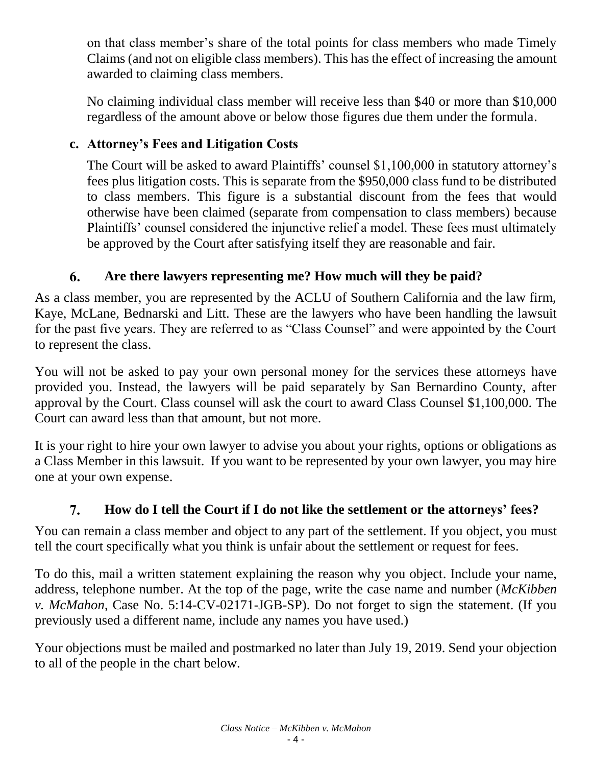on that class member's share of the total points for class members who made Timely Claims (and not on eligible class members). This has the effect of increasing the amount awarded to claiming class members.

No claiming individual class member will receive less than $40 or more than $10,000 regardless of the amount above or below those figures due them under the formula.

### c. Attorney's Fees and Litigation Costs

The Court will be asked to award Plaintiffs' counsel $1,100,000 in statutory attorney's fees plus litigation costs. This is separate from the $950,000 class fund to be distributed to class members. This figure is a substantial discount from the fees that would otherwise have been claimed (separate from compensation to class members) because Plaintiffs' counsel considered the injunctive relief a model. These fees must ultimately be approved by the Court after satisfying itself they are reasonable and fair.

## 6. Are there lawyers representing me? How much will they be paid?

As a class member, you are represented by the ACLU of Southern California and the law firm, Kaye, McLane, Bednarski and Litt. These are the lawyers who have been handling the lawsuit for the past five years. They are referred to as "Class Counsel" and were appointed by the Court to represent the class.

You will not be asked to pay your own personal money for the services these attorneys have provided you. Instead, the lawyers will be paid separately by San Bernardino County, after approval by the Court. Class counsel will ask the court to award Class Counsel $1,100,000. The Court can award less than that amount, but not more.

It is your right to hire your own lawyer to advise you about your rights, options or obligations as a Class Member in this lawsuit. If you want to be represented by your own lawyer, you may hire one at your own expense.

## 7. How do I tell the Court if I do not like the settlement or the attorneys' fees?

You can remain a class member and object to any part of the settlement. If you object, you must tell the court specifically what you think is unfair about the settlement or request for fees.

To do this, mail a written statement explaining the reason why you object. Include your name, address, telephone number. At the top of the page, write the case name and number (*McKibben v. McMahon*, Case No. 5:14-CV-02171-JGB-SP). Do not forget to sign the statement. (If you previously used a different name, include any names you have used.)

Your objections must be mailed and postmarked no later than July 19, 2019. Send your objection to all of the people in the chart below.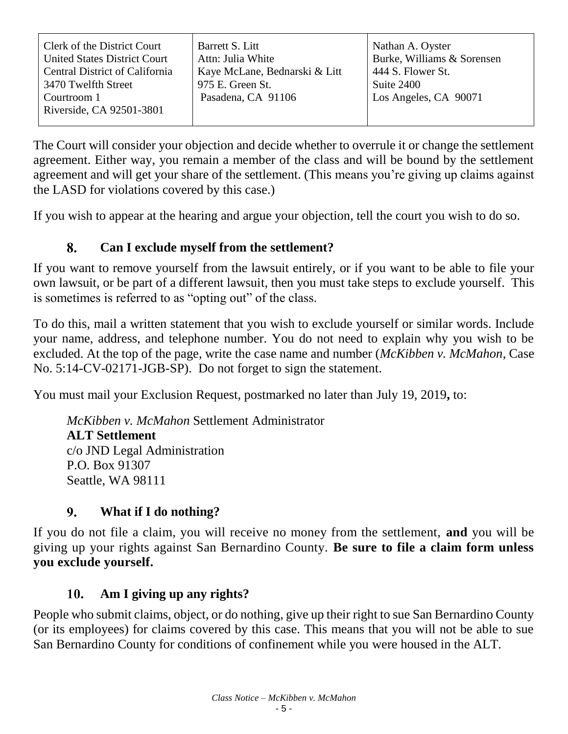| Clerk of the District Court<br>United States District Court<br>Central District of California<br>3470 Twelfth Street<br>Courtroom 1<br>Riverside, CA 92501-3801 | Barrett S. Litt<br>Attn: Julia White<br>Kaye McLane, Bednarski & Litt<br>975 E. Green St.<br>Pasadena, CA 91106 | Nathan A. Oyster<br>Burke, Williams & Sorensen<br>444 S. Flower St.<br>Suite 2400<br>Los Angeles, CA 90071 |
|---|---|---|

The Court will consider your objection and decide whether to overrule it or change the settlement agreement. Either way, you remain a member of the class and will be bound by the settlement agreement and will get your share of the settlement. (This means you're giving up claims against the LASD for violations covered by this case.)

If you wish to appear at the hearing and argue your objection, tell the court you wish to do so.

### 8. Can I exclude myself from the settlement?

If you want to remove yourself from the lawsuit entirely, or if you want to be able to file your own lawsuit, or be part of a different lawsuit, then you must take steps to exclude yourself. This is sometimes is referred to as "opting out" of the class.

To do this, mail a written statement that you wish to exclude yourself or similar words. Include your name, address, and telephone number. You do not need to explain why you wish to be excluded. At the top of the page, write the case name and number (*McKibben v. McMahon*, Case No. 5:14-CV-02171-JGB-SP). Do not forget to sign the statement.

You must mail your Exclusion Request, postmarked no later than July 19, 2019**,** to:

> *McKibben v. McMahon* Settlement Administrator
> **ALT Settlement**
> c/o JND Legal Administration
> P.O. Box 91307
> Seattle, WA 98111

### 9. What if I do nothing?

If you do not file a claim, you will receive no money from the settlement, **and** you will be giving up your rights against San Bernardino County. **Be sure to file a claim form unless you exclude yourself.**

### 10. Am I giving up any rights?

People who submit claims, object, or do nothing, give up their right to sue San Bernardino County (or its employees) for claims covered by this case. This means that you will not be able to sue San Bernardino County for conditions of confinement while you were housed in the ALT.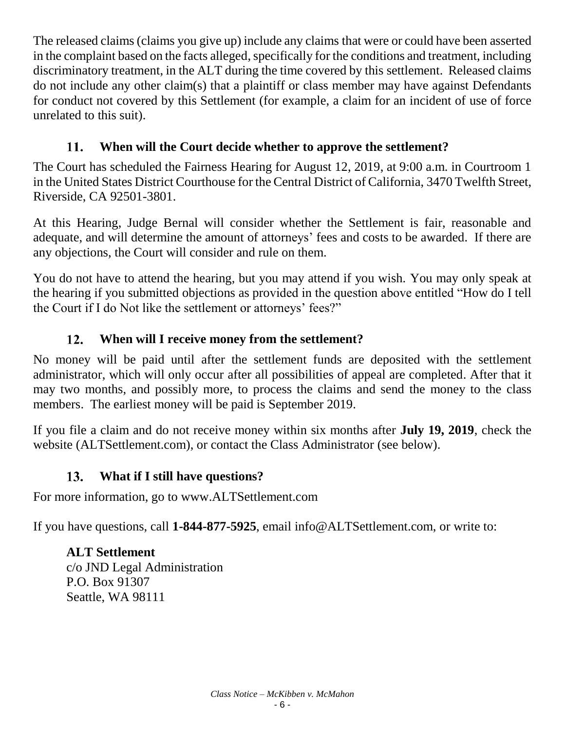The released claims (claims you give up) include any claims that were or could have been asserted in the complaint based on the facts alleged, specifically for the conditions and treatment, including discriminatory treatment, in the ALT during the time covered by this settlement. Released claims do not include any other claim(s) that a plaintiff or class member may have against Defendants for conduct not covered by this Settlement (for example, a claim for an incident of use of force unrelated to this suit).

### 11. When will the Court decide whether to approve the settlement?

The Court has scheduled the Fairness Hearing for August 12, 2019, at 9:00 a.m. in Courtroom 1 in the United States District Courthouse for the Central District of California, 3470 Twelfth Street, Riverside, CA 92501-3801.

At this Hearing, Judge Bernal will consider whether the Settlement is fair, reasonable and adequate, and will determine the amount of attorneys' fees and costs to be awarded. If there are any objections, the Court will consider and rule on them.

You do not have to attend the hearing, but you may attend if you wish. You may only speak at the hearing if you submitted objections as provided in the question above entitled "How do I tell the Court if I do Not like the settlement or attorneys' fees?"

### 12. When will I receive money from the settlement?

No money will be paid until after the settlement funds are deposited with the settlement administrator, which will only occur after all possibilities of appeal are completed. After that it may two months, and possibly more, to process the claims and send the money to the class members. The earliest money will be paid is September 2019.

If you file a claim and do not receive money within six months after **July 19, 2019**, check the website (ALTSettlement.com), or contact the Class Administrator (see below).

### 13. What if I still have questions?

For more information, go to www.ALTSettlement.com

If you have questions, call **1-844-877-5925**, email info@ALTSettlement.com, or write to:

**ALT Settlement**  
c/o JND Legal Administration  
P.O. Box 91307  
Seattle, WA 98111